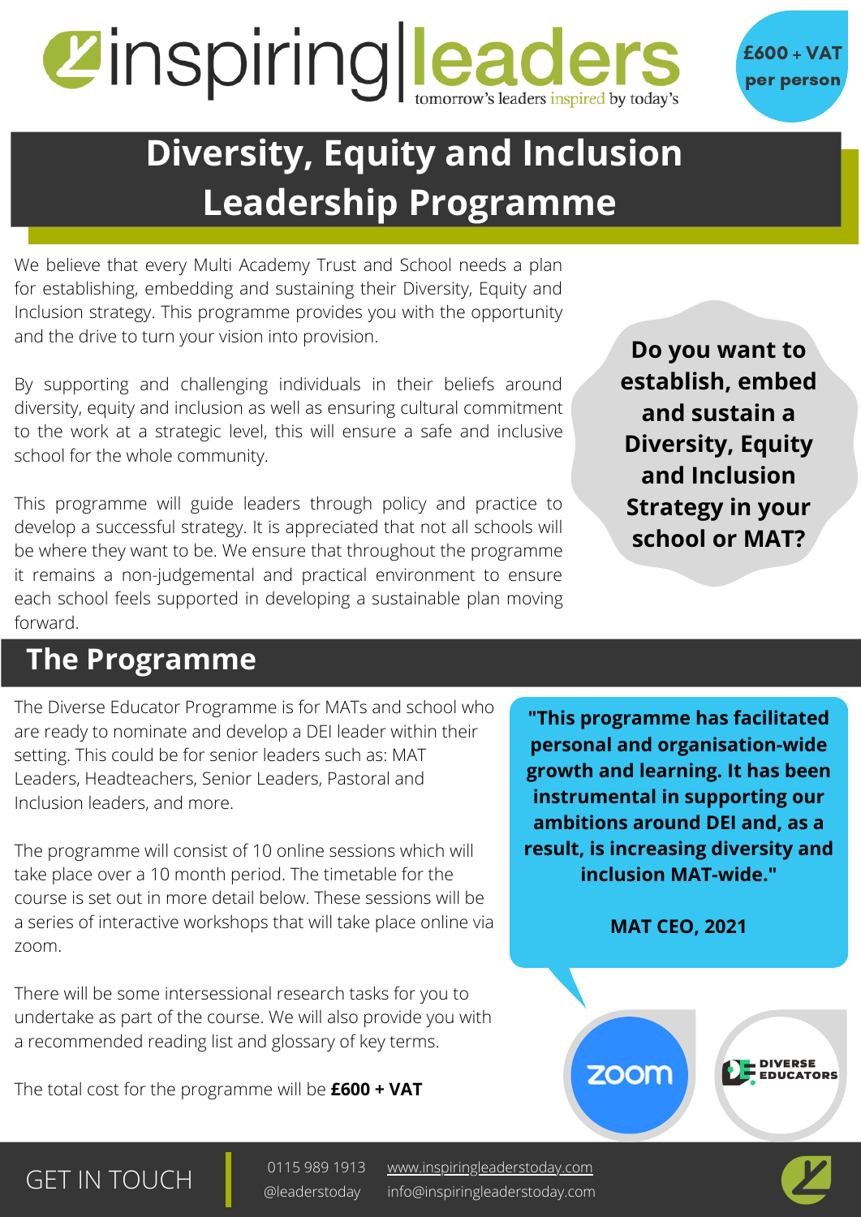inspiring|leaders

tomorrow's leaders inspired by today's

**£600 + VAT per person**

# Diversity, Equity and Inclusion Leadership Programme

We believe that every Multi Academy Trust and School needs a plan for establishing, embedding and sustaining their Diversity, Equity and Inclusion strategy. This programme provides you with the opportunity and the drive to turn your vision into provision.

By supporting and challenging individuals in their beliefs around diversity, equity and inclusion as well as ensuring cultural commitment to the work at a strategic level, this will ensure a safe and inclusive school for the whole community.

This programme will guide leaders through policy and practice to develop a successful strategy. It is appreciated that not all schools will be where they want to be. We ensure that throughout the programme it remains a non-judgemental and practical environment to ensure each school feels supported in developing a sustainable plan moving forward.

**Do you want to establish, embed and sustain a Diversity, Equity and Inclusion Strategy in your school or MAT?**

## The Programme

The Diverse Educator Programme is for MATs and school who are ready to nominate and develop a DEI leader within their setting. This could be for senior leaders such as: MAT Leaders, Headteachers, Senior Leaders, Pastoral and Inclusion leaders, and more.

The programme will consist of 10 online sessions which will take place over a 10 month period. The timetable for the course is set out in more detail below. These sessions will be a series of interactive workshops that will take place online via zoom.

There will be some intersessional research tasks for you to undertake as part of the course. We will also provide you with a recommended reading list and glossary of key terms.

The total cost for the programme will be **£600 + VAT**

**"This programme has facilitated personal and organisation-wide growth and learning. It has been instrumental in supporting our ambitions around DEI and, as a result, is increasing diversity and inclusion MAT-wide."**

**MAT CEO, 2021**

zoom

DIVERSE EDUCATORS

GET IN TOUCH

0115 989 1913
@leaderstoday
www.inspiringleaderstoday.com
info@inspiringleaderstoday.com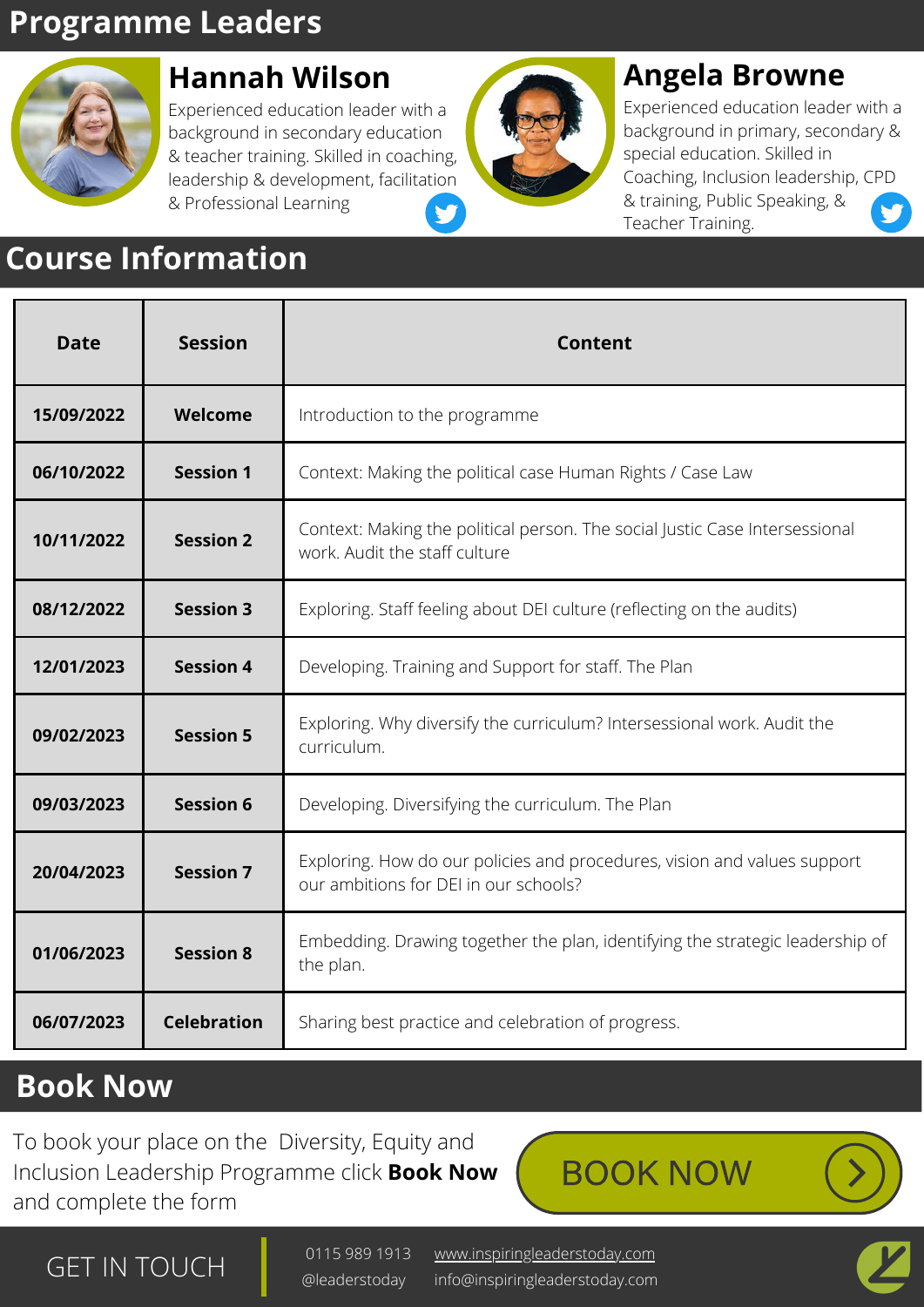## Programme Leaders

### Hannah Wilson

Experienced education leader with a background in secondary education & teacher training. Skilled in coaching, leadership & development, facilitation & Professional Learning

### Angela Browne

Experienced education leader with a background in primary, secondary & special education. Skilled in Coaching, Inclusion leadership, CPD & training, Public Speaking, & Teacher Training.

## Course Information

| Date | Session | Content |
|---|---|---|
| 15/09/2022 | Welcome | Introduction to the programme |
| 06/10/2022 | Session 1 | Context: Making the political case Human Rights / Case Law |
| 10/11/2022 | Session 2 | Context: Making the political person. The social Justic Case Intersessional work. Audit the staff culture |
| 08/12/2022 | Session 3 | Exploring. Staff feeling about DEI culture (reflecting on the audits) |
| 12/01/2023 | Session 4 | Developing. Training and Support for staff. The Plan |
| 09/02/2023 | Session 5 | Exploring. Why diversify the curriculum? Intersessional work. Audit the curriculum. |
| 09/03/2023 | Session 6 | Developing. Diversifying the curriculum. The Plan |
| 20/04/2023 | Session 7 | Exploring. How do our policies and procedures, vision and values support our ambitions for DEI in our schools? |
| 01/06/2023 | Session 8 | Embedding. Drawing together the plan, identifying the strategic leadership of the plan. |
| 06/07/2023 | Celebration | Sharing best practice and celebration of progress. |

## Book Now

To book your place on the Diversity, Equity and Inclusion Leadership Programme click **Book Now** and complete the form

BOOK NOW

GET IN TOUCH

0115 989 1913
@leaderstoday
www.inspiringleaderstoday.com
info@inspiringleaderstoday.com